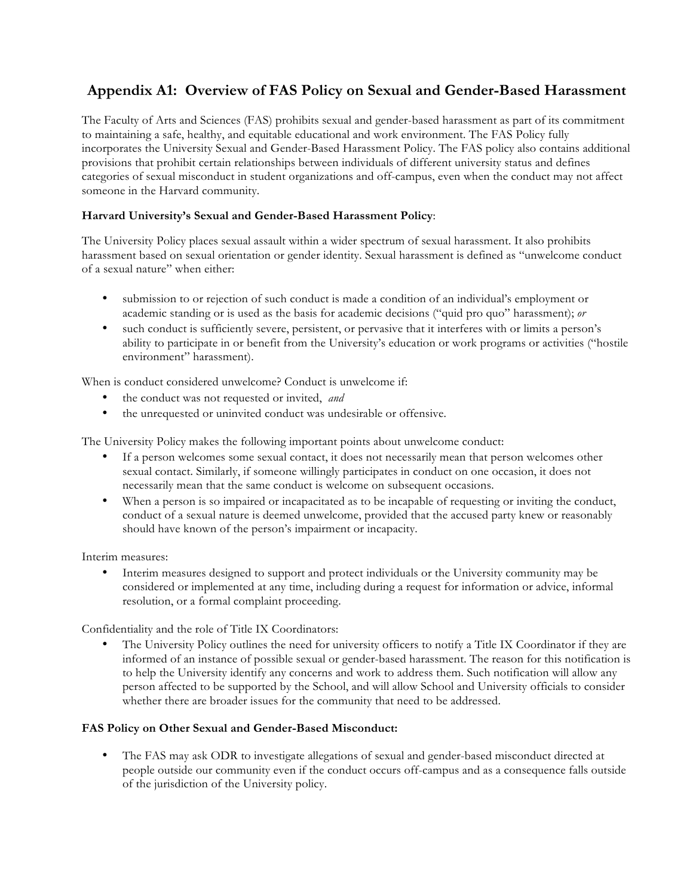# Appendix A1: Overview of FAS Policy on Sexual and Gender-Based Harassment

The Faculty of Arts and Sciences (FAS) prohibits sexual and gender-based harassment as part of its commitment to maintaining a safe, healthy, and equitable educational and work environment. The FAS Policy fully incorporates the University Sexual and Gender-Based Harassment Policy. The FAS policy also contains additional provisions that prohibit certain relationships between individuals of different university status and defines categories of sexual misconduct in student organizations and off-campus, even when the conduct may not affect someone in the Harvard community.

**Harvard University's Sexual and Gender-Based Harassment Policy**:

The University Policy places sexual assault within a wider spectrum of sexual harassment. It also prohibits harassment based on sexual orientation or gender identity. Sexual harassment is defined as "unwelcome conduct of a sexual nature" when either:

- submission to or rejection of such conduct is made a condition of an individual's employment or academic standing or is used as the basis for academic decisions ("quid pro quo" harassment); *or*
- such conduct is sufficiently severe, persistent, or pervasive that it interferes with or limits a person's ability to participate in or benefit from the University's education or work programs or activities ("hostile environment" harassment).

When is conduct considered unwelcome? Conduct is unwelcome if:

- the conduct was not requested or invited, *and*
- the unrequested or uninvited conduct was undesirable or offensive.

The University Policy makes the following important points about unwelcome conduct:

- If a person welcomes some sexual contact, it does not necessarily mean that person welcomes other sexual contact. Similarly, if someone willingly participates in conduct on one occasion, it does not necessarily mean that the same conduct is welcome on subsequent occasions.
- When a person is so impaired or incapacitated as to be incapable of requesting or inviting the conduct, conduct of a sexual nature is deemed unwelcome, provided that the accused party knew or reasonably should have known of the person's impairment or incapacity.

Interim measures:

- Interim measures designed to support and protect individuals or the University community may be considered or implemented at any time, including during a request for information or advice, informal resolution, or a formal complaint proceeding.

Confidentiality and the role of Title IX Coordinators:

- The University Policy outlines the need for university officers to notify a Title IX Coordinator if they are informed of an instance of possible sexual or gender-based harassment. The reason for this notification is to help the University identify any concerns and work to address them. Such notification will allow any person affected to be supported by the School, and will allow School and University officials to consider whether there are broader issues for the community that need to be addressed.

**FAS Policy on Other Sexual and Gender-Based Misconduct:**

- The FAS may ask ODR to investigate allegations of sexual and gender-based misconduct directed at people outside our community even if the conduct occurs off-campus and as a consequence falls outside of the jurisdiction of the University policy.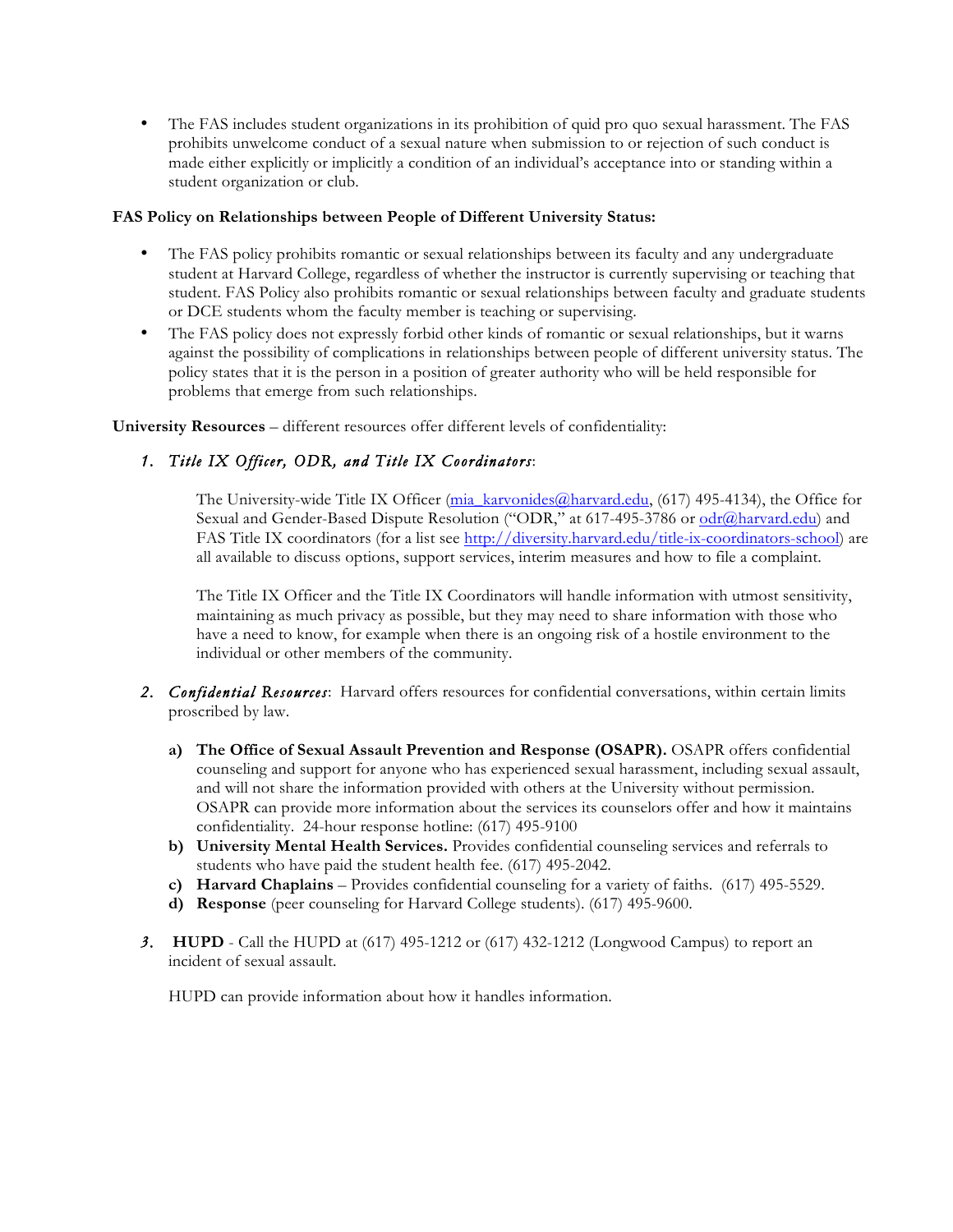- The FAS includes student organizations in its prohibition of quid pro quo sexual harassment. The FAS prohibits unwelcome conduct of a sexual nature when submission to or rejection of such conduct is made either explicitly or implicitly a condition of an individual's acceptance into or standing within a student organization or club.

**FAS Policy on Relationships between People of Different University Status:**

- The FAS policy prohibits romantic or sexual relationships between its faculty and any undergraduate student at Harvard College, regardless of whether the instructor is currently supervising or teaching that student. FAS Policy also prohibits romantic or sexual relationships between faculty and graduate students or DCE students whom the faculty member is teaching or supervising.
- The FAS policy does not expressly forbid other kinds of romantic or sexual relationships, but it warns against the possibility of complications in relationships between people of different university status. The policy states that it is the person in a position of greater authority who will be held responsible for problems that emerge from such relationships.

**University Resources** – different resources offer different levels of confidentiality:

1. *Title IX Officer, ODR, and Title IX Coordinators*:

   The University-wide Title IX Officer (mia_karvonides@harvard.edu, (617) 495-4134), the Office for Sexual and Gender-Based Dispute Resolution ("ODR," at 617-495-3786 or odr@harvard.edu) and FAS Title IX coordinators (for a list see http://diversity.harvard.edu/title-ix-coordinators-school) are all available to discuss options, support services, interim measures and how to file a complaint.

   The Title IX Officer and the Title IX Coordinators will handle information with utmost sensitivity, maintaining as much privacy as possible, but they may need to share information with those who have a need to know, for example when there is an ongoing risk of a hostile environment to the individual or other members of the community.

2. *Confidential Resources*: Harvard offers resources for confidential conversations, within certain limits proscribed by law.

   a) **The Office of Sexual Assault Prevention and Response (OSAPR).** OSAPR offers confidential counseling and support for anyone who has experienced sexual harassment, including sexual assault, and will not share the information provided with others at the University without permission. OSAPR can provide more information about the services its counselors offer and how it maintains confidentiality. 24-hour response hotline: (617) 495-9100
   b) **University Mental Health Services.** Provides confidential counseling services and referrals to students who have paid the student health fee. (617) 495-2042.
   c) **Harvard Chaplains** – Provides confidential counseling for a variety of faiths. (617) 495-5529.
   d) **Response** (peer counseling for Harvard College students). (617) 495-9600.

3. **HUPD** - Call the HUPD at (617) 495-1212 or (617) 432-1212 (Longwood Campus) to report an incident of sexual assault.

   HUPD can provide information about how it handles information.